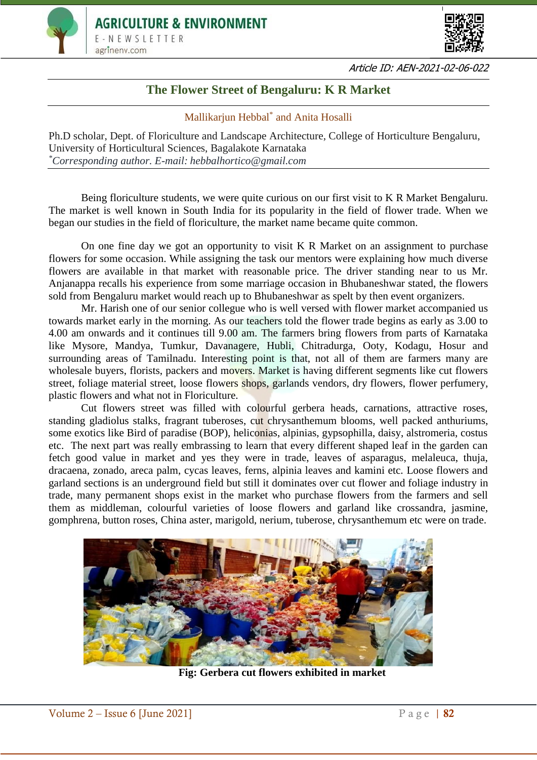Article ID: AEN-2021-02-06-022

# The Flower Street of Bengaluru: K R Market

Mallikarjun Hebbal* and Anita Hosalli

Ph.D scholar, Dept. of Floriculture and Landscape Architecture, College of Horticulture Bengaluru, University of Horticultural Sciences, Bagalakote Karnataka

*Corresponding author. E-mail: hebbalhortico@gmail.com

Being floriculture students, we were quite curious on our first visit to K R Market Bengaluru. The market is well known in South India for its popularity in the field of flower trade. When we began our studies in the field of floriculture, the market name became quite common.

On one fine day we got an opportunity to visit K R Market on an assignment to purchase flowers for some occasion. While assigning the task our mentors were explaining how much diverse flowers are available in that market with reasonable price. The driver standing near to us Mr. Anjanappa recalls his experience from some marriage occasion in Bhubaneshwar stated, the flowers sold from Bengaluru market would reach up to Bhubaneshwar as spelt by then event organizers.

Mr. Harish one of our senior collegue who is well versed with flower market accompanied us towards market early in the morning. As our teachers told the flower trade begins as early as 3.00 to 4.00 am onwards and it continues till 9.00 am. The farmers bring flowers from parts of Karnataka like Mysore, Mandya, Tumkur, Davanagere, Hubli, Chitradurga, Ooty, Kodagu, Hosur and surrounding areas of Tamilnadu. Interesting point is that, not all of them are farmers many are wholesale buyers, florists, packers and movers. Market is having different segments like cut flowers street, foliage material street, loose flowers shops, garlands vendors, dry flowers, flower perfumery, plastic flowers and what not in Floriculture.

Cut flowers street was filled with colourful gerbera heads, carnations, attractive roses, standing gladiolus stalks, fragrant tuberoses, cut chrysanthemum blooms, well packed anthuriums, some exotics like Bird of paradise (BOP), heliconias, alpinias, gypsophilla, daisy, alstromeria, costus etc. The next part was really embrassing to learn that every different shaped leaf in the garden can fetch good value in market and yes they were in trade, leaves of asparagus, melaleuca, thuja, dracaena, zonado, areca palm, cycas leaves, ferns, alpinia leaves and kamini etc. Loose flowers and garland sections is an underground field but still it dominates over cut flower and foliage industry in trade, many permanent shops exist in the market who purchase flowers from the farmers and sell them as middleman, colourful varieties of loose flowers and garland like crossandra, jasmine, gomphrena, button roses, China aster, marigold, nerium, tuberose, chrysanthemum etc were on trade.

**Fig: Gerbera cut flowers exhibited in market**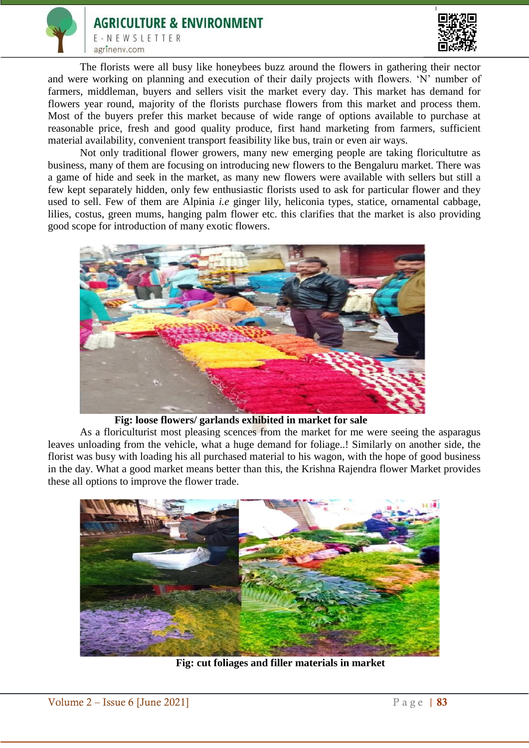The florists were all busy like honeybees buzz around the flowers in gathering their nector and were working on planning and execution of their daily projects with flowers. 'N' number of farmers, middleman, buyers and sellers visit the market every day. This market has demand for flowers year round, majority of the florists purchase flowers from this market and process them. Most of the buyers prefer this market because of wide range of options available to purchase at reasonable price, fresh and good quality produce, first hand marketing from farmers, sufficient material availability, convenient transport feasibility like bus, train or even air ways.

Not only traditional flower growers, many new emerging people are taking floricultutre as business, many of them are focusing on introducing new flowers to the Bengaluru market. There was a game of hide and seek in the market, as many new flowers were available with sellers but still a few kept separately hidden, only few enthusiastic florists used to ask for particular flower and they used to sell. Few of them are Alpinia *i.e* ginger lily, heliconia types, statice, ornamental cabbage, lilies, costus, green mums, hanging palm flower etc. this clarifies that the market is also providing good scope for introduction of many exotic flowers.

**Fig: loose flowers/ garlands exhibited in market for sale**

As a floriculturist most pleasing scences from the market for me were seeing the asparagus leaves unloading from the vehicle, what a huge demand for foliage..! Similarly on another side, the florist was busy with loading his all purchased material to his wagon, with the hope of good business in the day. What a good market means better than this, the Krishna Rajendra flower Market provides these all options to improve the flower trade.

**Fig: cut foliages and filler materials in market**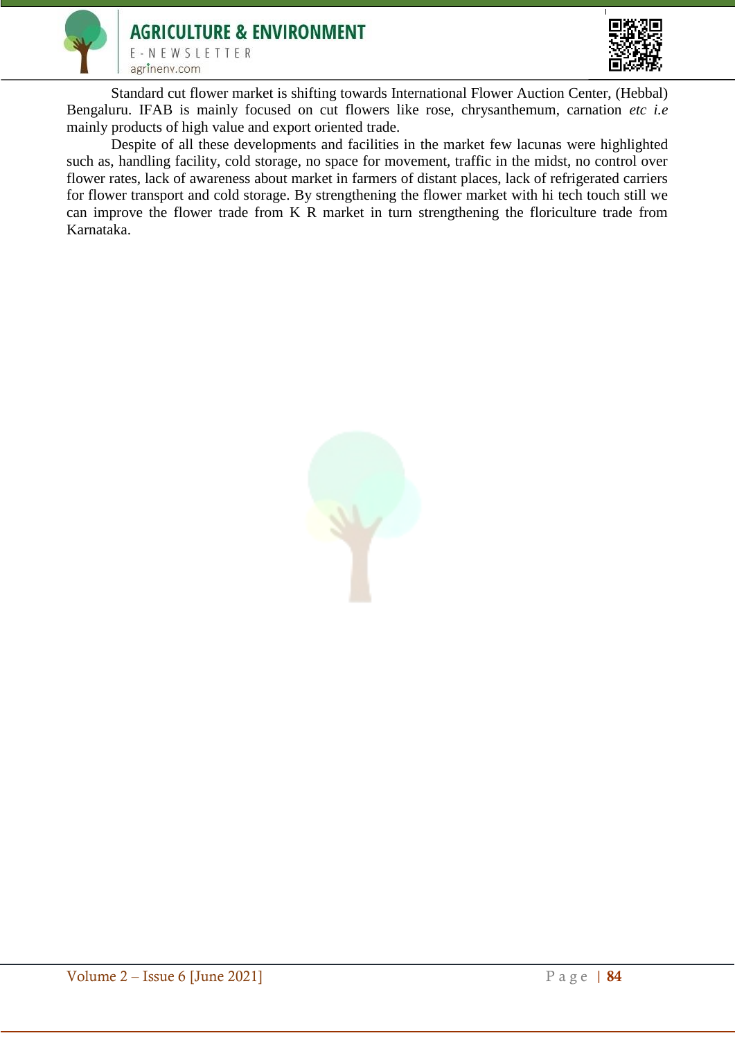Standard cut flower market is shifting towards International Flower Auction Center, (Hebbal) Bengaluru. IFAB is mainly focused on cut flowers like rose, chrysanthemum, carnation *etc i.e* mainly products of high value and export oriented trade.

Despite of all these developments and facilities in the market few lacunas were highlighted such as, handling facility, cold storage, no space for movement, traffic in the midst, no control over flower rates, lack of awareness about market in farmers of distant places, lack of refrigerated carriers for flower transport and cold storage. By strengthening the flower market with hi tech touch still we can improve the flower trade from K R market in turn strengthening the floriculture trade from Karnataka.